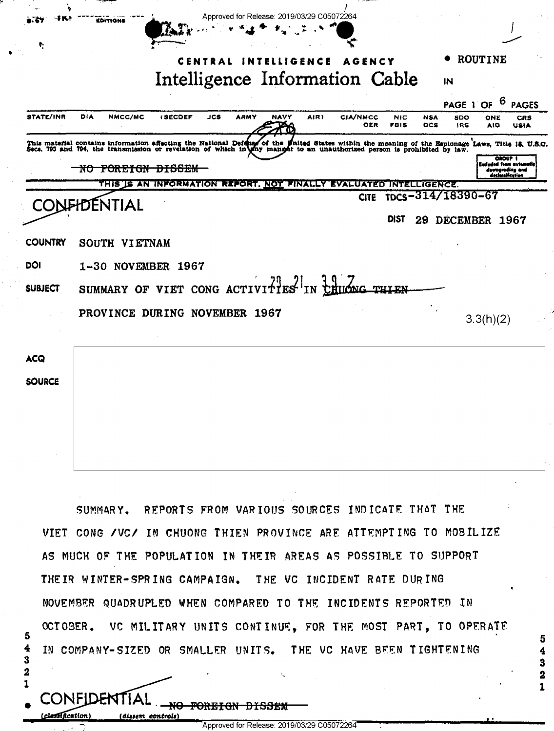CENTRAL INTELLIGENCE AGENCY

# Intelligence Information Cable

ROUTINE

IN

STATE/INR DIA NMCC/MC (SECDEF JCS ARMY NAVY AIR) CIA/NMCC OER NIC FBIS NSA DCS SDO IRS ONE AID CRS USIA

This material contains information affecting the National Defense of the United States within the meaning of the Espionage Laws, Title 18, U.S.C. Secs. 793 and 794, the transmission or revelation of which in any manner to an unauthorized person is prohibited by law.

~~NO FOREIGN DISSEM~~

GROUP 1 Excluded from automatic downgrading and declassification

THIS IS AN INFORMATION REPORT, NOT FINALLY EVALUATED INTELLIGENCE.

CONFIDENTIAL

CITE TDCS-314/18390-67

DIST 29 DECEMBER 1967

**COUNTRY** SOUTH VIETNAM

**DOI** 1-30 NOVEMBER 1967

**SUBJECT** SUMMARY OF VIET CONG ACTIVITIES IN ~~CHUONG THIEN~~ PROVINCE DURING NOVEMBER 1967

3.3(h)(2)

**ACQ**

**SOURCE**

SUMMARY. REPORTS FROM VARIOUS SOURCES INDICATE THAT THE VIET CONG /VC/ IN CHUONG THIEN PROVINCE ARE ATTEMPTING TO MOBILIZE AS MUCH OF THE POPULATION IN THEIR AREAS AS POSSIBLE TO SUPPORT THEIR WINTER-SPRING CAMPAIGN. THE VC INCIDENT RATE DURING NOVEMBER QUADRUPLED WHEN COMPARED TO THE INCIDENTS REPORTED IN OCTOBER. VC MILITARY UNITS CONTINUE, FOR THE MOST PART, TO OPERATE IN COMPANY-SIZED OR SMALLER UNITS. THE VC HAVE BEEN TIGHTENING

CONFIDENTIAL ~~NO FOREIGN DISSEM~~

(classification) (dissem controls)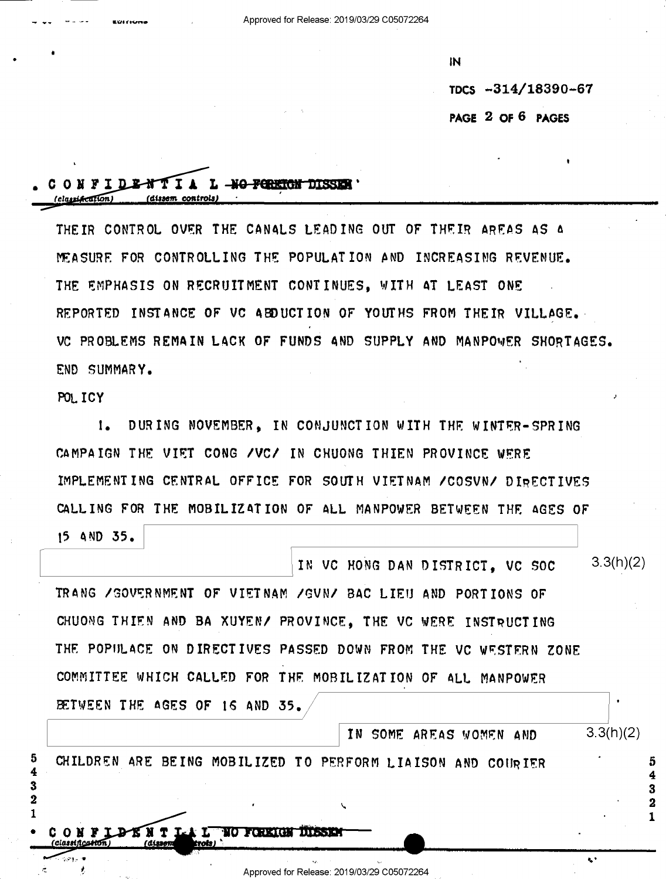CONFIDENTIAL ~~NO FOREIGN DISSEM~~

THEIR CONTROL OVER THE CANALS LEADING OUT OF THEIR AREAS AS A MEASURE FOR CONTROLLING THE POPULATION AND INCREASING REVENUE. THE EMPHASIS ON RECRUITMENT CONTINUES, WITH AT LEAST ONE REPORTED INSTANCE OF VC ABDUCTION OF YOUTHS FROM THEIR VILLAGE. VC PROBLEMS REMAIN LACK OF FUNDS AND SUPPLY AND MANPOWER SHORTAGES. END SUMMARY.

POLICY

1. DURING NOVEMBER, IN CONJUNCTION WITH THE WINTER-SPRING CAMPAIGN THE VIET CONG /VC/ IN CHUONG THIEN PROVINCE WERE IMPLEMENTING CENTRAL OFFICE FOR SOUTH VIETNAM /COSVN/ DIRECTIVES CALLING FOR THE MOBILIZATION OF ALL MANPOWER BETWEEN THE AGES OF 15 AND 35. [redacted] 3.3(h)(2) IN VC HONG DAN DISTRICT, VC SOC TRANG /GOVERNMENT OF VIETNAM /GVN/ BAC LIEU AND PORTIONS OF CHUONG THIEN AND BA XUYEN/ PROVINCE, THE VC WERE INSTRUCTING THE POPULACE ON DIRECTIVES PASSED DOWN FROM THE VC WESTERN ZONE COMMITTEE WHICH CALLED FOR THE MOBILIZATION OF ALL MANPOWER BETWEEN THE AGES OF 16 AND 35. [redacted] 3.3(h)(2) IN SOME AREAS WOMEN AND CHILDREN ARE BEING MOBILIZED TO PERFORM LIAISON AND COURIER

CONFIDENTIAL NO FOREIGN DISSEM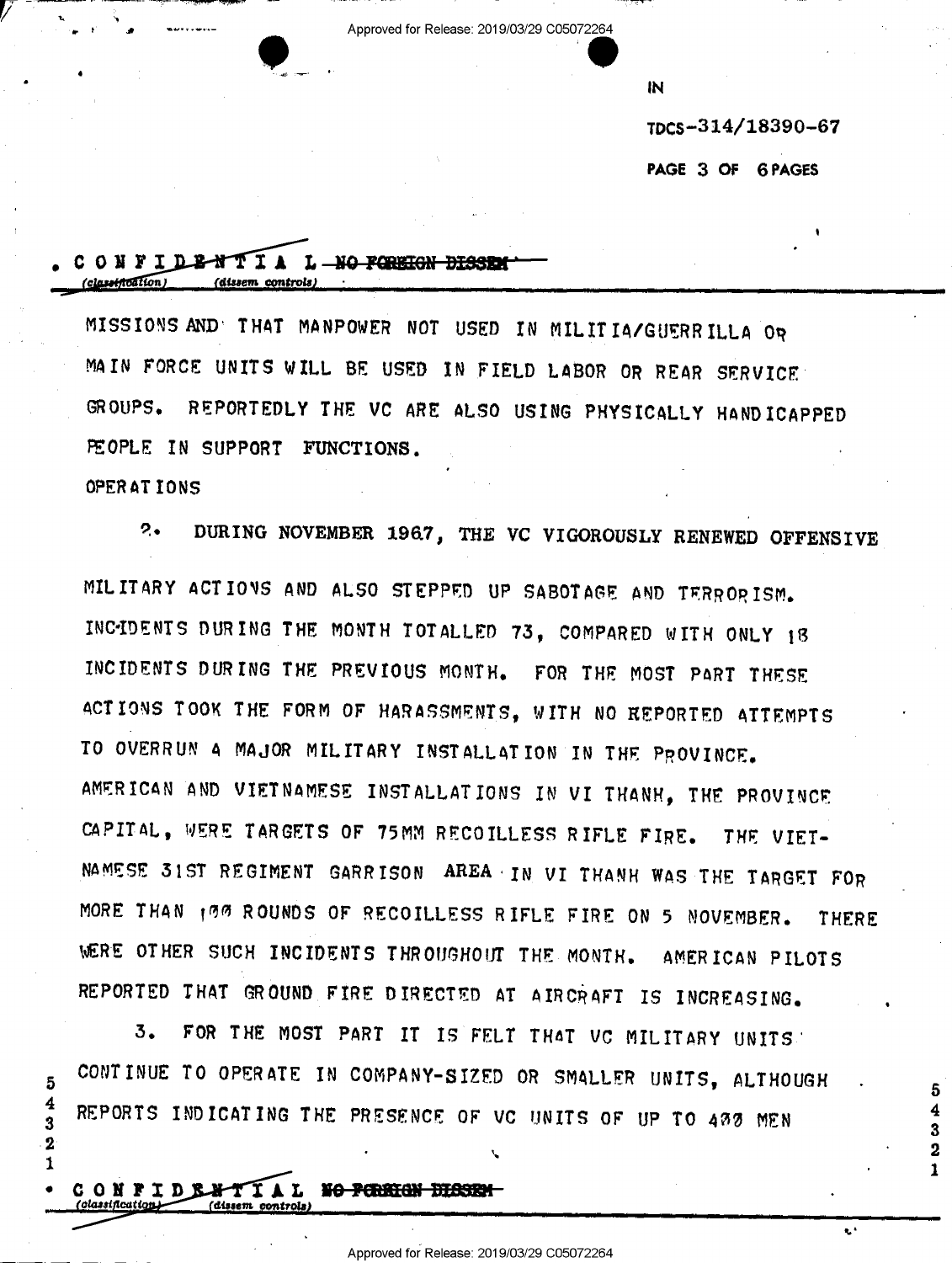CONFIDENTIAL ~~NO FOREIGN DISSEM~~
(classification) (dissem controls)

MISSIONS AND THAT MANPOWER NOT USED IN MILITIA/GUERRILLA OR MAIN FORCE UNITS WILL BE USED IN FIELD LABOR OR REAR SERVICE GROUPS. REPORTEDLY THE VC ARE ALSO USING PHYSICALLY HANDICAPPED PEOPLE IN SUPPORT FUNCTIONS.

OPERATIONS

2. DURING NOVEMBER 1967, THE VC VIGOROUSLY RENEWED OFFENSIVE MILITARY ACTIONS AND ALSO STEPPED UP SABOTAGE AND TERRORISM. INCIDENTS DURING THE MONTH TOTALLED 73, COMPARED WITH ONLY 18 INCIDENTS DURING THE PREVIOUS MONTH. FOR THE MOST PART THESE ACTIONS TOOK THE FORM OF HARASSMENTS, WITH NO REPORTED ATTEMPTS TO OVERRUN A MAJOR MILITARY INSTALLATION IN THE PROVINCE. AMERICAN AND VIETNAMESE INSTALLATIONS IN VI THANH, THE PROVINCE CAPITAL, WERE TARGETS OF 75MM RECOILLESS RIFLE FIRE. THE VIETNAMESE 31ST REGIMENT GARRISON AREA IN VI THANH WAS THE TARGET FOR MORE THAN 100 ROUNDS OF RECOILLESS RIFLE FIRE ON 5 NOVEMBER. THERE WERE OTHER SUCH INCIDENTS THROUGHOUT THE MONTH. AMERICAN PILOTS REPORTED THAT GROUND FIRE DIRECTED AT AIRCRAFT IS INCREASING.

3. FOR THE MOST PART IT IS FELT THAT VC MILITARY UNITS CONTINUE TO OPERATE IN COMPANY-SIZED OR SMALLER UNITS, ALTHOUGH REPORTS INDICATING THE PRESENCE OF VC UNITS OF UP TO 400 MEN

CONFIDENTIAL ~~NO FOREIGN DISSEM~~
(classification) (dissem controls)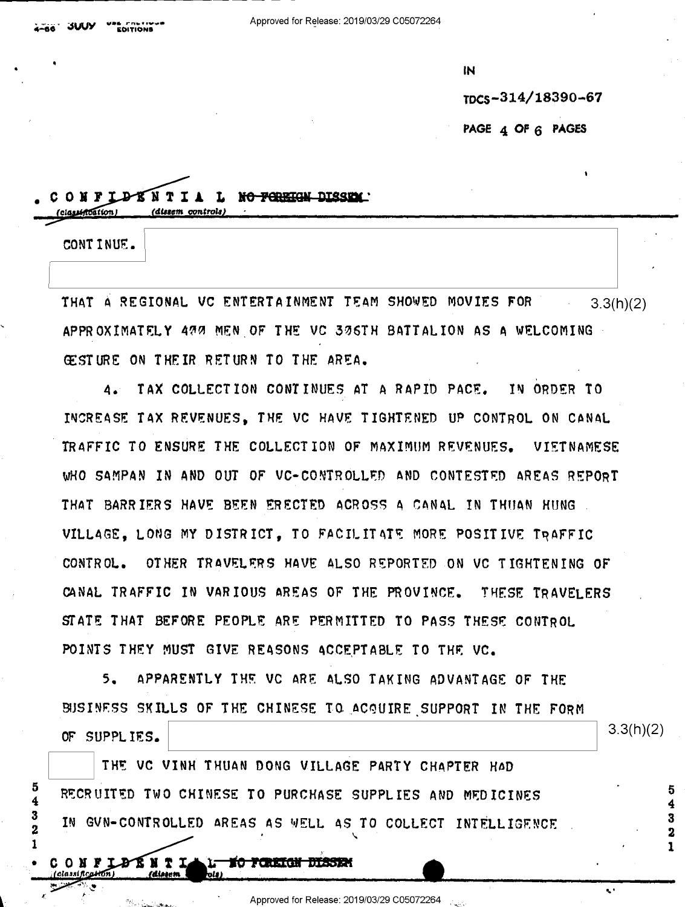CONFIDENTIAL ~~NO FOREIGN DISSEM~~

CONTINUE.

THAT A REGIONAL VC ENTERTAINMENT TEAM SHOWED MOVIES FOR APPROXIMATELY 400 MEN OF THE VC 306TH BATTALION AS A WELCOMING GESTURE ON THEIR RETURN TO THE AREA.

3.3(h)(2)

4. TAX COLLECTION CONTINUES AT A RAPID PACE. IN ORDER TO INCREASE TAX REVENUES, THE VC HAVE TIGHTENED UP CONTROL ON CANAL TRAFFIC TO ENSURE THE COLLECTION OF MAXIMUM REVENUES. VIETNAMESE WHO SAMPAN IN AND OUT OF VC-CONTROLLED AND CONTESTED AREAS REPORT THAT BARRIERS HAVE BEEN ERECTED ACROSS A CANAL IN THUAN HUNG VILLAGE, LONG MY DISTRICT, TO FACILITATE MORE POSITIVE TRAFFIC CONTROL. OTHER TRAVELERS HAVE ALSO REPORTED ON VC TIGHTENING OF CANAL TRAFFIC IN VARIOUS AREAS OF THE PROVINCE. THESE TRAVELERS STATE THAT BEFORE PEOPLE ARE PERMITTED TO PASS THESE CONTROL POINTS THEY MUST GIVE REASONS ACCEPTABLE TO THE VC.

5. APPARENTLY THE VC ARE ALSO TAKING ADVANTAGE OF THE BUSINESS SKILLS OF THE CHINESE TO ACQUIRE SUPPORT IN THE FORM OF SUPPLIES.

3.3(h)(2)

THE VC VINH THUAN DONG VILLAGE PARTY CHAPTER HAD RECRUITED TWO CHINESE TO PURCHASE SUPPLIES AND MEDICINES IN GVN-CONTROLLED AREAS AS WELL AS TO COLLECT INTELLIGENCE

CONFIDENTIAL ~~NO FOREIGN DISSEM~~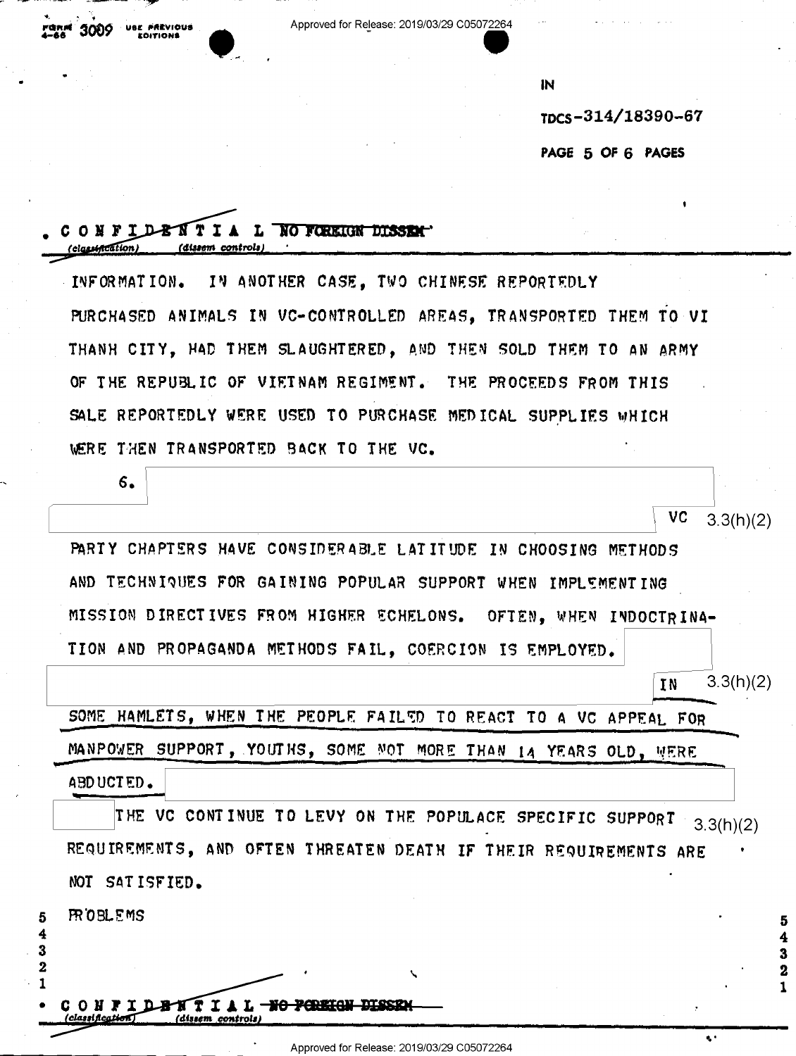CONFIDENTIAL NO FOREIGN DISSEM

INFORMATION. IN ANOTHER CASE, TWO CHINESE REPORTEDLY PURCHASED ANIMALS IN VC-CONTROLLED AREAS, TRANSPORTED THEM TO VI THANH CITY, HAD THEM SLAUGHTERED, AND THEN SOLD THEM TO AN ARMY OF THE REPUBLIC OF VIETNAM REGIMENT. THE PROCEEDS FROM THIS SALE REPORTEDLY WERE USED TO PURCHASE MEDICAL SUPPLIES WHICH WERE THEN TRANSPORTED BACK TO THE VC.

6. [redacted] VC 3.3(h)(2)

PARTY CHAPTERS HAVE CONSIDERABLE LATITUDE IN CHOOSING METHODS AND TECHNIQUES FOR GAINING POPULAR SUPPORT WHEN IMPLEMENTING MISSION DIRECTIVES FROM HIGHER ECHELONS. OFTEN, WHEN INDOCTRINATION AND PROPAGANDA METHODS FAIL, COERCION IS EMPLOYED. [redacted] IN 3.3(h)(2) SOME HAMLETS, WHEN THE PEOPLE FAILED TO REACT TO A VC APPEAL FOR MANPOWER SUPPORT, YOUTHS, SOME NOT MORE THAN 14 YEARS OLD, WERE ABDUCTED. [redacted]

[redacted] THE VC CONTINUE TO LEVY ON THE POPULACE SPECIFIC SUPPORT 3.3(h)(2) REQUIREMENTS, AND OFTEN THREATEN DEATH IF THEIR REQUIREMENTS ARE NOT SATISFIED.

PROBLEMS

CONFIDENTIAL NO FOREIGN DISSEM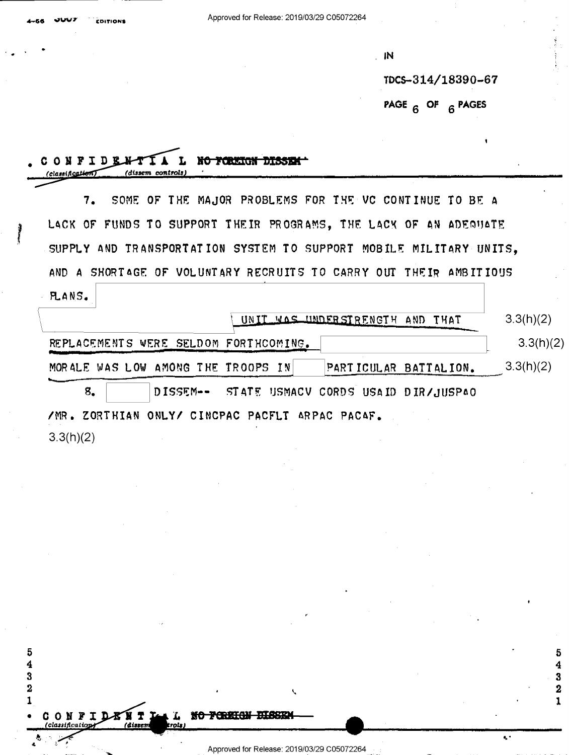IN

TDCS-314/18390-67

CONFIDENTIAL ~~NO FOREIGN DISSEM~~
(classification) (dissem controls)

7. SOME OF THE MAJOR PROBLEMS FOR THE VC CONTINUE TO BE A LACK OF FUNDS TO SUPPORT THEIR PROGRAMS, THE LACK OF AN ADEQUATE SUPPLY AND TRANSPORTATION SYSTEM TO SUPPORT MOBILE MILITARY UNITS, AND A SHORTAGE OF VOLUNTARY RECRUITS TO CARRY OUT THEIR AMBITIOUS PLANS. [REDACTED] UNIT WAS UNDERSTRENGTH AND THAT REPLACEMENTS WERE SELDOM FORTHCOMING. [REDACTED] MORALE WAS LOW AMONG THE TROOPS IN [REDACTED] PARTICULAR BATTALION.

3.3(h)(2)
3.3(h)(2)
3.3(h)(2)

8. [REDACTED] DISSEM-- STATE USMACV CORDS USAID DIR/JUSPAO /MR. ZORTHIAN ONLY/ CINCPAC PACFLT ARPAC PACAF.

3.3(h)(2)

CONFIDENTIAL ~~NO FOREIGN DISSEM~~
(classification) (dissem controls)